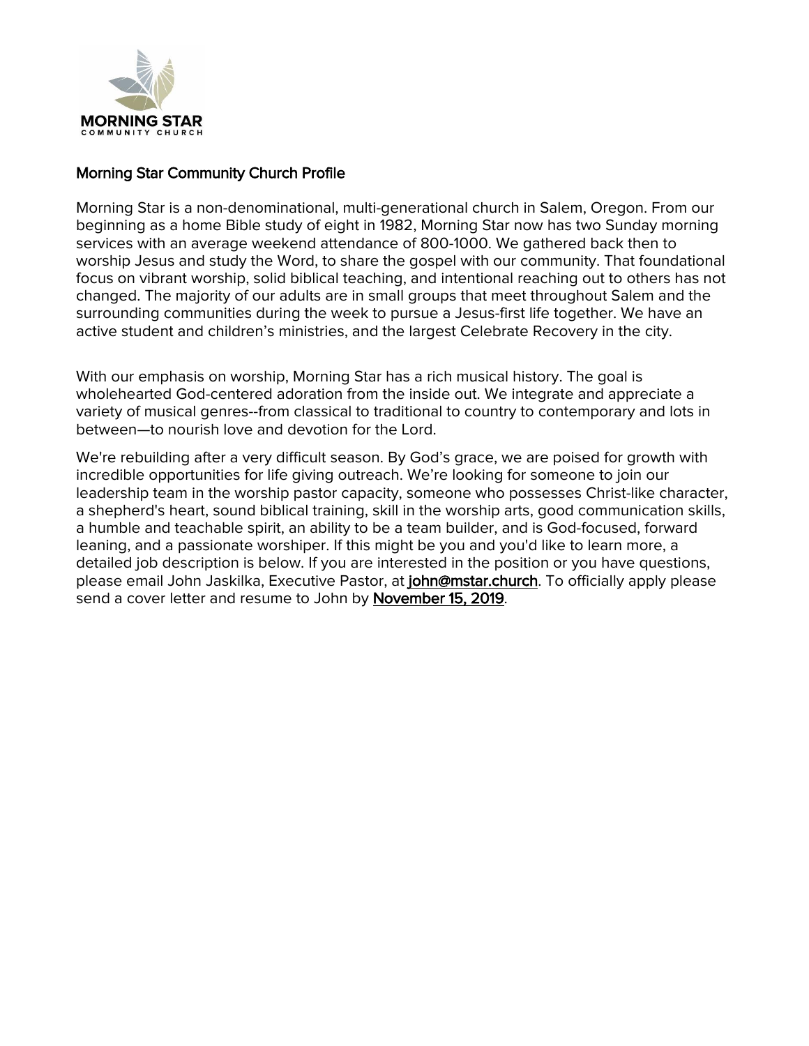MORNING STAR
COMMUNITY CHURCH

# Morning Star Community Church Profile

Morning Star is a non-denominational, multi-generational church in Salem, Oregon. From our beginning as a home Bible study of eight in 1982, Morning Star now has two Sunday morning services with an average weekend attendance of 800-1000. We gathered back then to worship Jesus and study the Word, to share the gospel with our community. That foundational focus on vibrant worship, solid biblical teaching, and intentional reaching out to others has not changed. The majority of our adults are in small groups that meet throughout Salem and the surrounding communities during the week to pursue a Jesus-first life together. We have an active student and children's ministries, and the largest Celebrate Recovery in the city.

With our emphasis on worship, Morning Star has a rich musical history. The goal is wholehearted God-centered adoration from the inside out. We integrate and appreciate a variety of musical genres--from classical to traditional to country to contemporary and lots in between—to nourish love and devotion for the Lord.

We're rebuilding after a very difficult season. By God's grace, we are poised for growth with incredible opportunities for life giving outreach. We're looking for someone to join our leadership team in the worship pastor capacity, someone who possesses Christ-like character, a shepherd's heart, sound biblical training, skill in the worship arts, good communication skills, a humble and teachable spirit, an ability to be a team builder, and is God-focused, forward leaning, and a passionate worshiper. If this might be you and you'd like to learn more, a detailed job description is below. If you are interested in the position or you have questions, please email John Jaskilka, Executive Pastor, at john@mstar.church. To officially apply please send a cover letter and resume to John by November 15, 2019.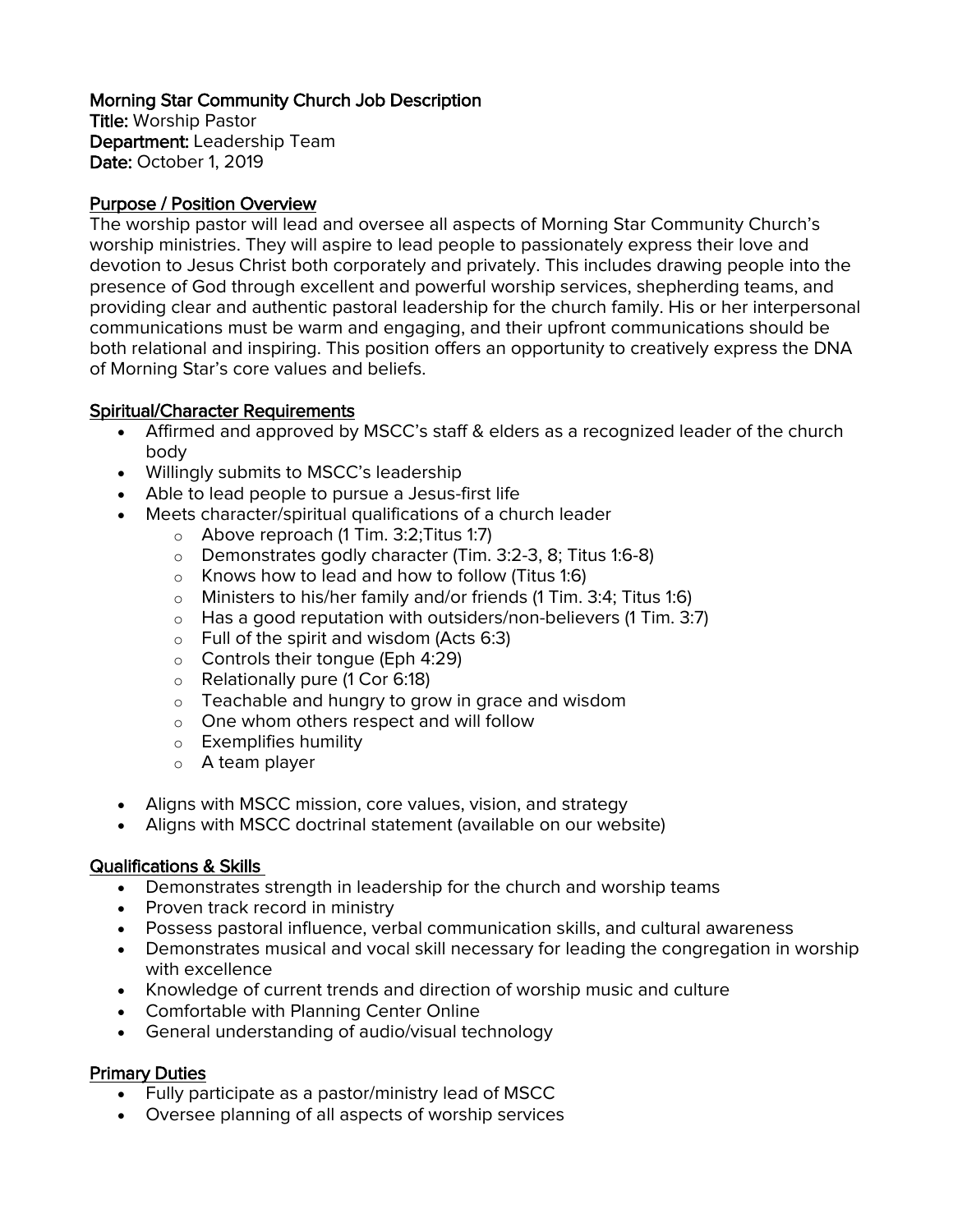**Morning Star Community Church Job Description**
**Title:** Worship Pastor
**Department:** Leadership Team
**Date:** October 1, 2019

## Purpose / Position Overview

The worship pastor will lead and oversee all aspects of Morning Star Community Church's worship ministries. They will aspire to lead people to passionately express their love and devotion to Jesus Christ both corporately and privately. This includes drawing people into the presence of God through excellent and powerful worship services, shepherding teams, and providing clear and authentic pastoral leadership for the church family. His or her interpersonal communications must be warm and engaging, and their upfront communications should be both relational and inspiring. This position offers an opportunity to creatively express the DNA of Morning Star's core values and beliefs.

## Spiritual/Character Requirements

- Affirmed and approved by MSCC's staff & elders as a recognized leader of the church body
- Willingly submits to MSCC's leadership
- Able to lead people to pursue a Jesus-first life
- Meets character/spiritual qualifications of a church leader
    - Above reproach (1 Tim. 3:2;Titus 1:7)
    - Demonstrates godly character (Tim. 3:2-3, 8; Titus 1:6-8)
    - Knows how to lead and how to follow (Titus 1:6)
    - Ministers to his/her family and/or friends (1 Tim. 3:4; Titus 1:6)
    - Has a good reputation with outsiders/non-believers (1 Tim. 3:7)
    - Full of the spirit and wisdom (Acts 6:3)
    - Controls their tongue (Eph 4:29)
    - Relationally pure (1 Cor 6:18)
    - Teachable and hungry to grow in grace and wisdom
    - One whom others respect and will follow
    - Exemplifies humility
    - A team player
- Aligns with MSCC mission, core values, vision, and strategy
- Aligns with MSCC doctrinal statement (available on our website)

## Qualifications & Skills

- Demonstrates strength in leadership for the church and worship teams
- Proven track record in ministry
- Possess pastoral influence, verbal communication skills, and cultural awareness
- Demonstrates musical and vocal skill necessary for leading the congregation in worship with excellence
- Knowledge of current trends and direction of worship music and culture
- Comfortable with Planning Center Online
- General understanding of audio/visual technology

## Primary Duties

- Fully participate as a pastor/ministry lead of MSCC
- Oversee planning of all aspects of worship services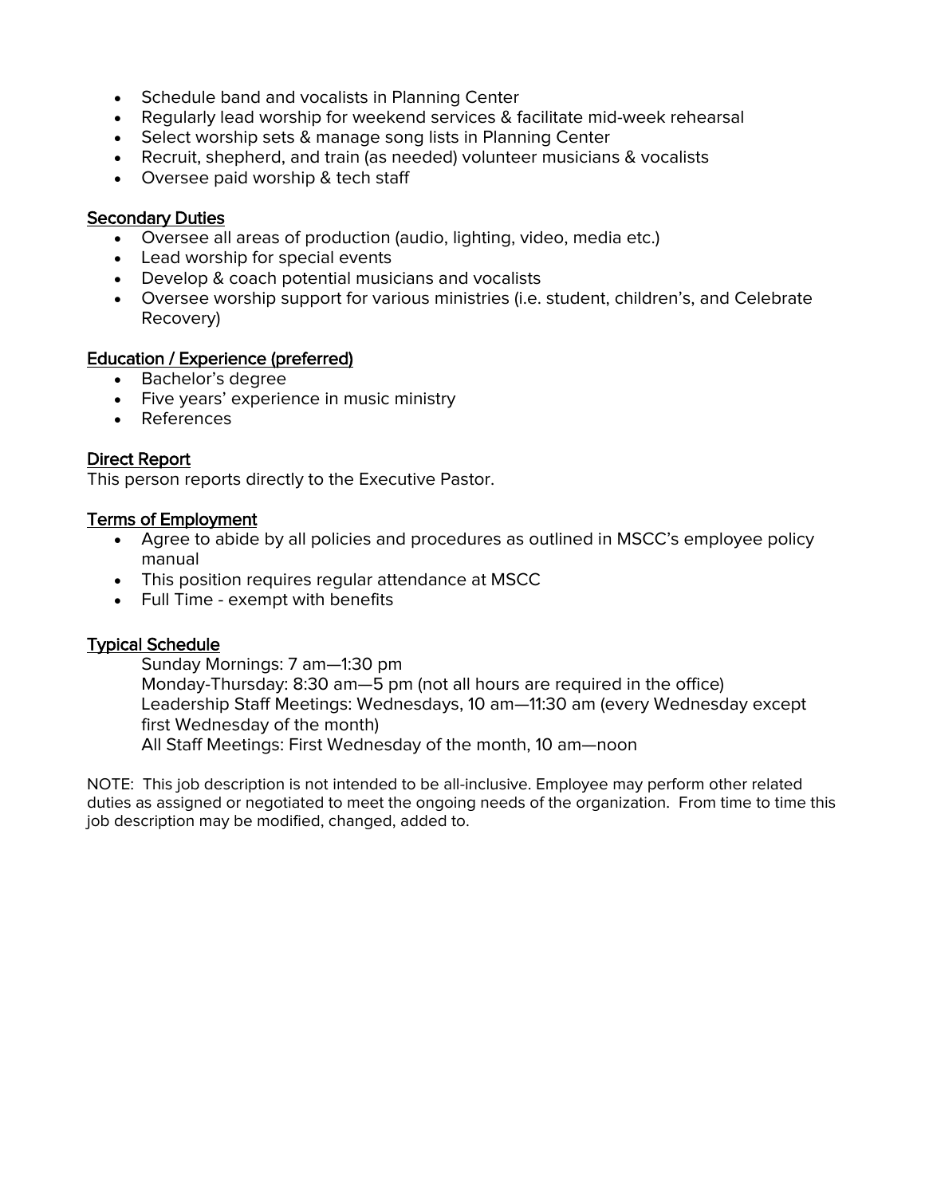- Schedule band and vocalists in Planning Center
- Regularly lead worship for weekend services & facilitate mid-week rehearsal
- Select worship sets & manage song lists in Planning Center
- Recruit, shepherd, and train (as needed) volunteer musicians & vocalists
- Oversee paid worship & tech staff

## Secondary Duties

- Oversee all areas of production (audio, lighting, video, media etc.)
- Lead worship for special events
- Develop & coach potential musicians and vocalists
- Oversee worship support for various ministries (i.e. student, children's, and Celebrate Recovery)

## Education / Experience (preferred)

- Bachelor's degree
- Five years' experience in music ministry
- References

## Direct Report

This person reports directly to the Executive Pastor.

## Terms of Employment

- Agree to abide by all policies and procedures as outlined in MSCC's employee policy manual
- This position requires regular attendance at MSCC
- Full Time - exempt with benefits

## Typical Schedule

Sunday Mornings: 7 am—1:30 pm
Monday-Thursday: 8:30 am—5 pm (not all hours are required in the office)
Leadership Staff Meetings: Wednesdays, 10 am—11:30 am (every Wednesday except first Wednesday of the month)
All Staff Meetings: First Wednesday of the month, 10 am—noon

NOTE: This job description is not intended to be all-inclusive. Employee may perform other related duties as assigned or negotiated to meet the ongoing needs of the organization. From time to time this job description may be modified, changed, added to.